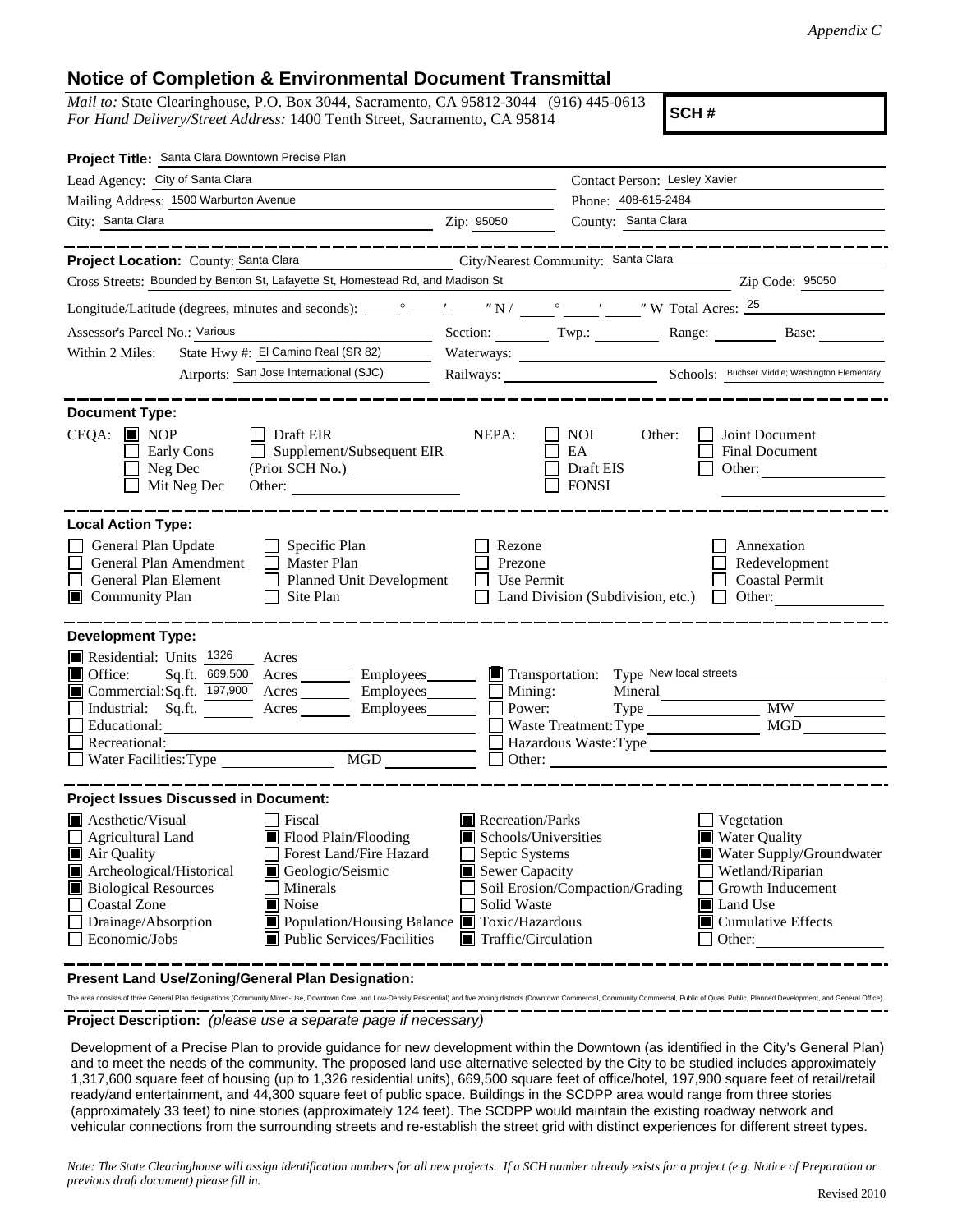*Appendix C*

## Notice of Completion & Environmental Document Transmittal

*Mail to:* State Clearinghouse, P.O. Box 3044, Sacramento, CA 95812-3044 (916) 445-0613
*For Hand Delivery/Street Address:* 1400 Tenth Street, Sacramento, CA 95814

**SCH #**

**Project Title:** Santa Clara Downtown Precise Plan

Lead Agency: City of Santa Clara
Contact Person: Lesley Xavier
Mailing Address: 1500 Warburton Avenue
Phone: 408-615-2484
City: Santa Clara
Zip: 95050
County: Santa Clara

**Project Location:** County: Santa Clara
City/Nearest Community: Santa Clara
Cross Streets: Bounded by Benton St, Lafayette St, Homestead Rd, and Madison St
Zip Code: 95050

Longitude/Latitude (degrees, minutes and seconds): \_\_\_° \_\_\_′ \_\_\_″ N / \_\_\_° \_\_\_′ \_\_\_″ W Total Acres: 25

Assessor's Parcel No.: Various
Section: \_\_\_ Twp.: \_\_\_ Range: \_\_\_ Base: \_\_\_

Within 2 Miles: State Hwy #: El Camino Real (SR 82)
Waterways:
Airports: San Jose International (SJC)
Railways:
Schools: Buchser Middle; Washington Elementary

**Document Type:**

CEQA: ☒ NOP ☐ Early Cons ☐ Neg Dec ☐ Mit Neg Dec ☐ Draft EIR ☐ Supplement/Subsequent EIR (Prior SCH No.) \_\_\_ Other: \_\_\_

NEPA: ☐ NOI ☐ EA ☐ Draft EIS ☐ FONSI

Other: ☐ Joint Document ☐ Final Document ☐ Other: \_\_\_

**Local Action Type:**

☐ General Plan Update ☐ General Plan Amendment ☐ General Plan Element ☒ Community Plan
☐ Specific Plan ☐ Master Plan ☐ Planned Unit Development ☐ Site Plan
☐ Rezone ☐ Prezone ☐ Use Permit ☐ Land Division (Subdivision, etc.)
☐ Annexation ☐ Redevelopment ☐ Coastal Permit ☐ Other: \_\_\_

**Development Type:**

☒ Residential: Units 1326 Acres \_\_\_
☒ Office: Sq.ft. 669,500 Acres \_\_\_ Employees \_\_\_
☒ Commercial: Sq.ft. 197,900 Acres \_\_\_ Employees \_\_\_
☐ Industrial: Sq.ft. \_\_\_ Acres \_\_\_ Employees \_\_\_
☐ Educational: \_\_\_
☐ Recreational: \_\_\_
☐ Water Facilities: Type \_\_\_ MGD \_\_\_
☒ Transportation: Type New local streets
☐ Mining: Mineral \_\_\_
☐ Power: Type \_\_\_ MW \_\_\_
☐ Waste Treatment: Type \_\_\_ MGD \_\_\_
☐ Hazardous Waste: Type \_\_\_
☐ Other: \_\_\_

**Project Issues Discussed in Document:**

☒ Aesthetic/Visual
☐ Agricultural Land
☒ Air Quality
☒ Archeological/Historical
☒ Biological Resources
☐ Coastal Zone
☐ Drainage/Absorption
☐ Economic/Jobs
☐ Fiscal
☒ Flood Plain/Flooding
☐ Forest Land/Fire Hazard
☒ Geologic/Seismic
☐ Minerals
☒ Noise
☒ Population/Housing Balance
☒ Public Services/Facilities
☒ Recreation/Parks
☒ Schools/Universities
☐ Septic Systems
☒ Sewer Capacity
☐ Soil Erosion/Compaction/Grading
☐ Solid Waste
☒ Toxic/Hazardous
☒ Traffic/Circulation
☐ Vegetation
☒ Water Quality
☒ Water Supply/Groundwater
☐ Wetland/Riparian
☐ Growth Inducement
☒ Land Use
☒ Cumulative Effects
☐ Other: \_\_\_

**Present Land Use/Zoning/General Plan Designation:**

The area consists of three General Plan designations (Community Mixed-Use, Downtown Core, and Low-Density Residential) and five zoning districts (Downtown Commercial, Community Commercial, Public of Quasi Public, Planned Development, and General Office)

**Project Description:** *(please use a separate page if necessary)*

Development of a Precise Plan to provide guidance for new development within the Downtown (as identified in the City's General Plan) and to meet the needs of the community. The proposed land use alternative selected by the City to be studied includes approximately 1,317,600 square feet of housing (up to 1,326 residential units), 669,500 square feet of office/hotel, 197,900 square feet of retail/retail ready/and entertainment, and 44,300 square feet of public space. Buildings in the SCDPP area would range from three stories (approximately 33 feet) to nine stories (approximately 124 feet). The SCDPP would maintain the existing roadway network and vehicular connections from the surrounding streets and re-establish the street grid with distinct experiences for different street types.

*Note: The State Clearinghouse will assign identification numbers for all new projects. If a SCH number already exists for a project (e.g. Notice of Preparation or previous draft document) please fill in.*

Revised 2010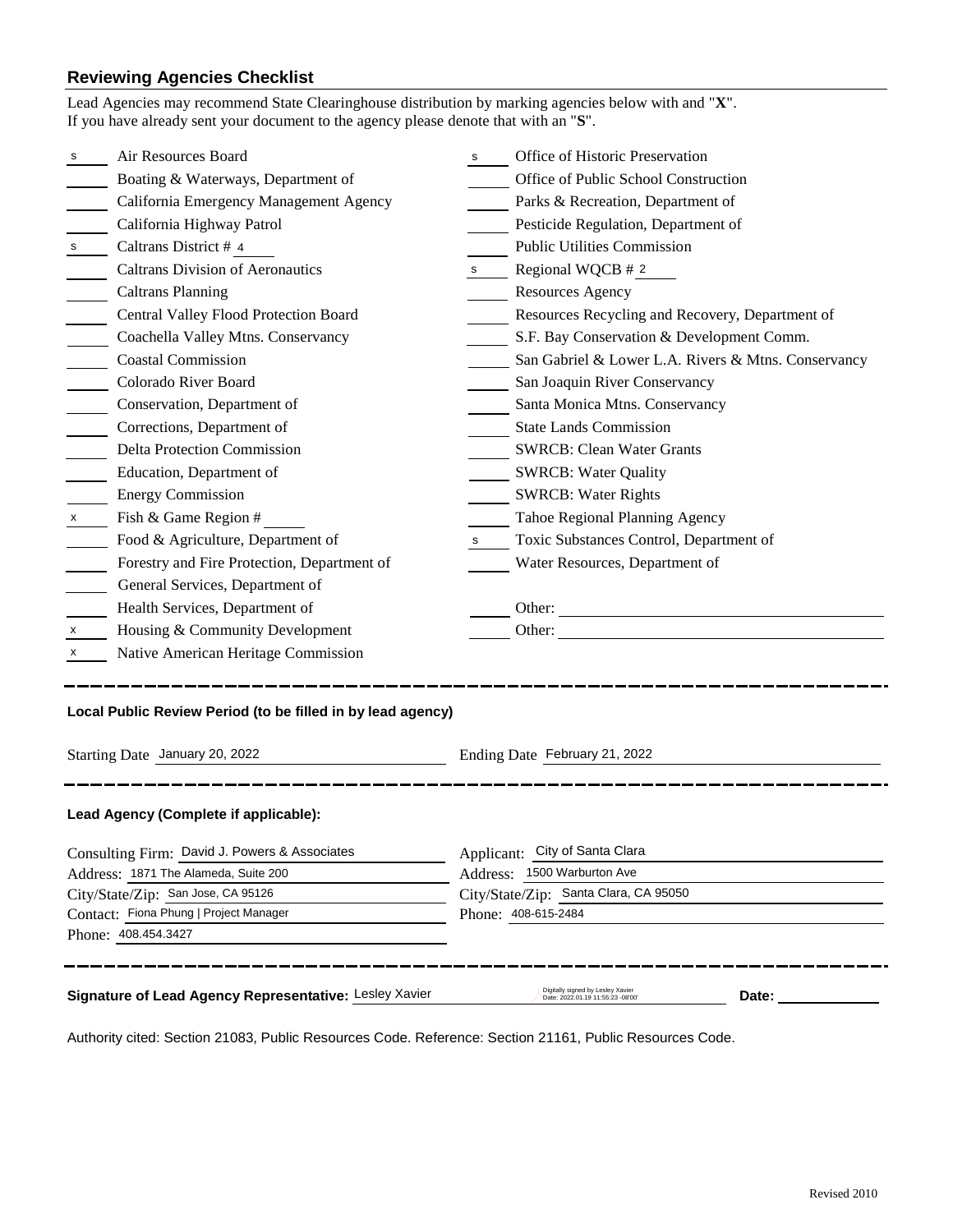## Reviewing Agencies Checklist

Lead Agencies may recommend State Clearinghouse distribution by marking agencies below with and "**X**". If you have already sent your document to the agency please denote that with an "**S**".

| Mark | Agency | Mark | Agency |
|---|---|---|---|
| s | Air Resources Board | s | Office of Historic Preservation |
| | Boating & Waterways, Department of | | Office of Public School Construction |
| | California Emergency Management Agency | | Parks & Recreation, Department of |
| | California Highway Patrol | | Pesticide Regulation, Department of |
| s | Caltrans District # 4 | | Public Utilities Commission |
| | Caltrans Division of Aeronautics | s | Regional WQCB # 2 |
| | Caltrans Planning | | Resources Agency |
| | Central Valley Flood Protection Board | | Resources Recycling and Recovery, Department of |
| | Coachella Valley Mtns. Conservancy | | S.F. Bay Conservation & Development Comm. |
| | Coastal Commission | | San Gabriel & Lower L.A. Rivers & Mtns. Conservancy |
| | Colorado River Board | | San Joaquin River Conservancy |
| | Conservation, Department of | | Santa Monica Mtns. Conservancy |
| | Corrections, Department of | | State Lands Commission |
| | Delta Protection Commission | | SWRCB: Clean Water Grants |
| | Education, Department of | | SWRCB: Water Quality |
| | Energy Commission | | SWRCB: Water Rights |
| x | Fish & Game Region # | | Tahoe Regional Planning Agency |
| | Food & Agriculture, Department of | s | Toxic Substances Control, Department of |
| | Forestry and Fire Protection, Department of | | Water Resources, Department of |
| | General Services, Department of | | |
| | Health Services, Department of | | Other: |
| x | Housing & Community Development | | Other: |
| x | Native American Heritage Commission | | |

---

**Local Public Review Period (to be filled in by lead agency)**

Starting Date: January 20, 2022 | Ending Date: February 21, 2022

---

**Lead Agency (Complete if applicable):**

| | |
|---|---|
| Consulting Firm: David J. Powers & Associates | Applicant: City of Santa Clara |
| Address: 1871 The Alameda, Suite 200 | Address: 1500 Warburton Ave |
| City/State/Zip: San Jose, CA 95126 | City/State/Zip: Santa Clara, CA 95050 |
| Contact: Fiona Phung \| Project Manager | Phone: 408-615-2484 |
| Phone: 408.454.3427 | |

---

**Signature of Lead Agency Representative:** Lesley Xavier Digitally signed by Lesley Xavier Date: 2022.01.19 11:55:23 -08'00' **Date:**

Authority cited: Section 21083, Public Resources Code. Reference: Section 21161, Public Resources Code.

Revised 2010